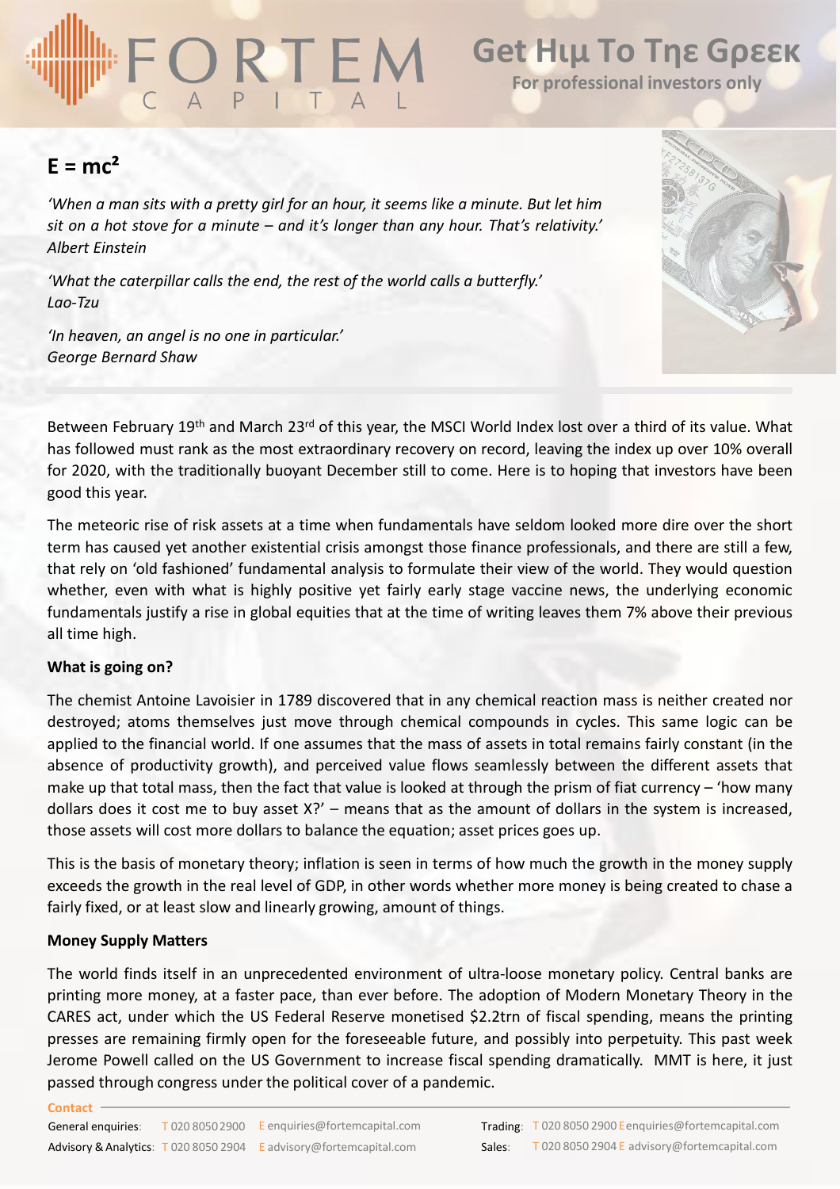# Get Hιμ To Tηε Gρεεκ

**For professional investors only**

## $E = mc^2$

*'When a man sits with a pretty girl for an hour, it seems like a minute. But let him sit on a hot stove for a minute – and it's longer than any hour. That's relativity.'*
*Albert Einstein*

*'What the caterpillar calls the end, the rest of the world calls a butterfly.'*
*Lao-Tzu*

*'In heaven, an angel is no one in particular.'*
*George Bernard Shaw*

Between February 19th and March 23rd of this year, the MSCI World Index lost over a third of its value. What has followed must rank as the most extraordinary recovery on record, leaving the index up over 10% overall for 2020, with the traditionally buoyant December still to come. Here is to hoping that investors have been good this year.

The meteoric rise of risk assets at a time when fundamentals have seldom looked more dire over the short term has caused yet another existential crisis amongst those finance professionals, and there are still a few, that rely on 'old fashioned' fundamental analysis to formulate their view of the world. They would question whether, even with what is highly positive yet fairly early stage vaccine news, the underlying economic fundamentals justify a rise in global equities that at the time of writing leaves them 7% above their previous all time high.

### What is going on?

The chemist Antoine Lavoisier in 1789 discovered that in any chemical reaction mass is neither created nor destroyed; atoms themselves just move through chemical compounds in cycles. This same logic can be applied to the financial world. If one assumes that the mass of assets in total remains fairly constant (in the absence of productivity growth), and perceived value flows seamlessly between the different assets that make up that total mass, then the fact that value is looked at through the prism of fiat currency – 'how many dollars does it cost me to buy asset X?' – means that as the amount of dollars in the system is increased, those assets will cost more dollars to balance the equation; asset prices goes up.

This is the basis of monetary theory; inflation is seen in terms of how much the growth in the money supply exceeds the growth in the real level of GDP, in other words whether more money is being created to chase a fairly fixed, or at least slow and linearly growing, amount of things.

### Money Supply Matters

The world finds itself in an unprecedented environment of ultra-loose monetary policy. Central banks are printing more money, at a faster pace, than ever before. The adoption of Modern Monetary Theory in the CARES act, under which the US Federal Reserve monetised \$2.2trn of fiscal spending, means the printing presses are remaining firmly open for the foreseeable future, and possibly into perpetuity. This past week Jerome Powell called on the US Government to increase fiscal spending dramatically. MMT is here, it just passed through congress under the political cover of a pandemic.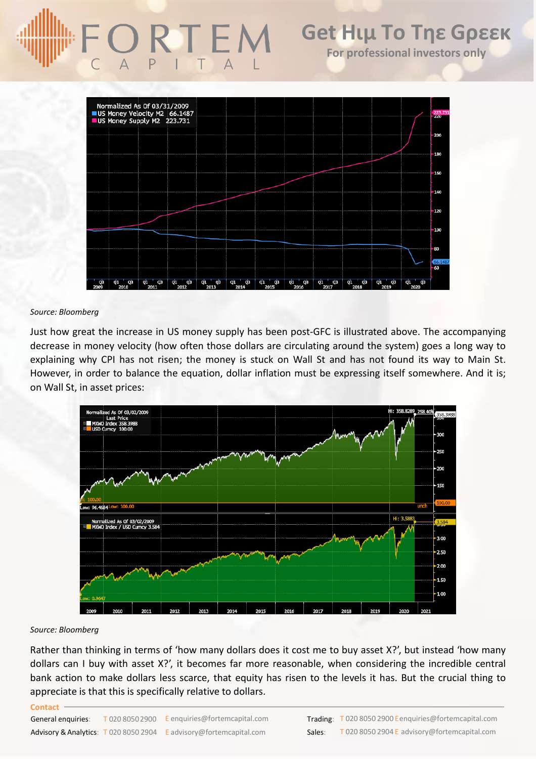*Source: Bloomberg*

Just how great the increase in US money supply has been post-GFC is illustrated above. The accompanying decrease in money velocity (how often those dollars are circulating around the system) goes a long way to explaining why CPI has not risen; the money is stuck on Wall St and has not found its way to Main St. However, in order to balance the equation, dollar inflation must be expressing itself somewhere. And it is; on Wall St, in asset prices:

*Source: Bloomberg*

Rather than thinking in terms of 'how many dollars does it cost me to buy asset X?', but instead 'how many dollars can I buy with asset X?', it becomes far more reasonable, when considering the incredible central bank action to make dollars less scarce, that equity has risen to the levels it has. But the crucial thing to appreciate is that this is specifically relative to dollars.

**Contact**

General enquiries: T 020 8050 2900 E enquiries@fortemcapital.com

Advisory & Analytics: T 020 8050 2904 E advisory@fortemcapital.com

Trading: T 020 8050 2900 E enquiries@fortemcapital.com

Sales: T 020 8050 2904 E advisory@fortemcapital.com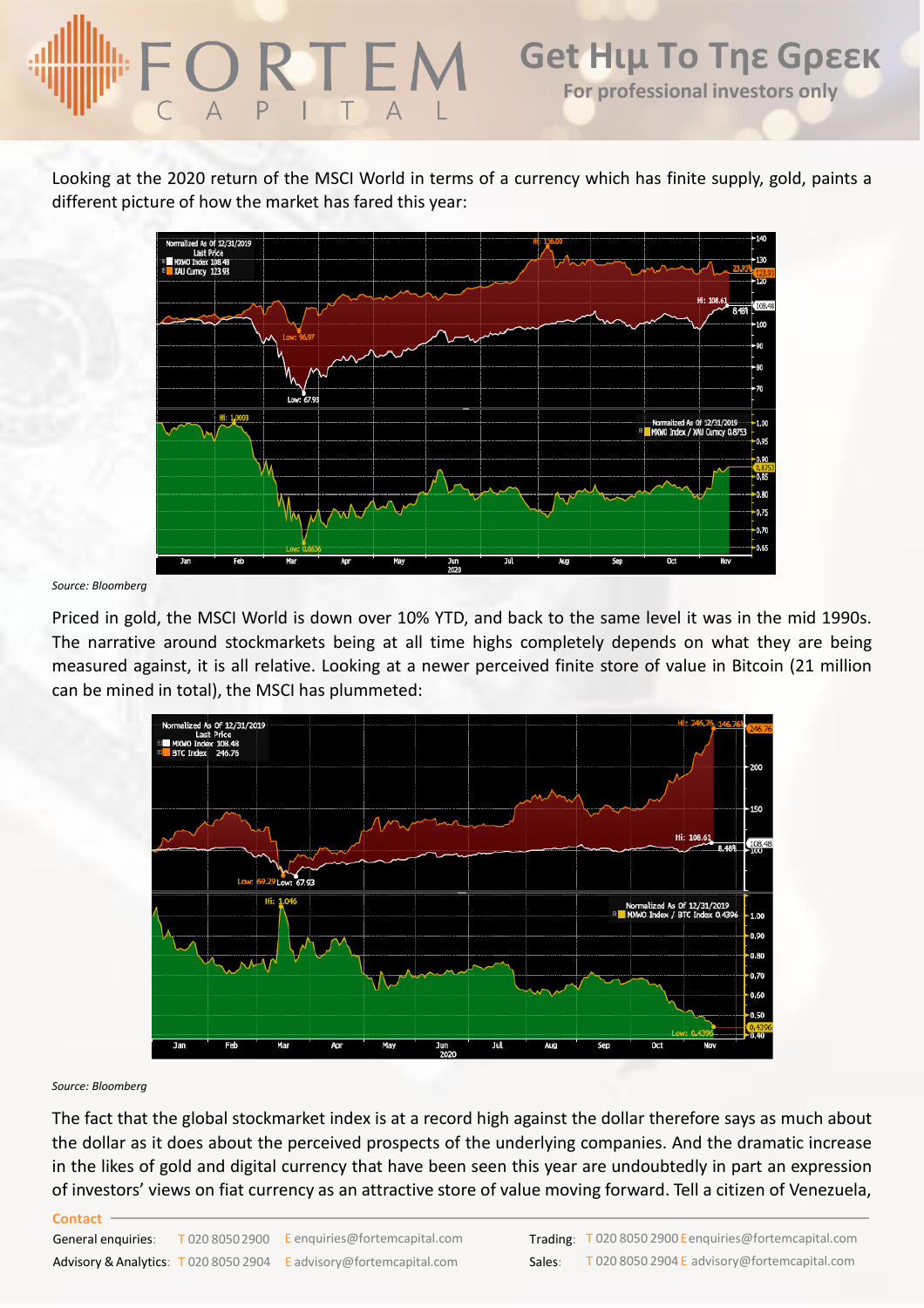Looking at the 2020 return of the MSCI World in terms of a currency which has finite supply, gold, paints a different picture of how the market has fared this year:

*Source: Bloomberg*

Priced in gold, the MSCI World is down over 10% YTD, and back to the same level it was in the mid 1990s. The narrative around stockmarkets being at all time highs completely depends on what they are being measured against, it is all relative. Looking at a newer perceived finite store of value in Bitcoin (21 million can be mined in total), the MSCI has plummeted:

*Source: Bloomberg*

The fact that the global stockmarket index is at a record high against the dollar therefore says as much about the dollar as it does about the perceived prospects of the underlying companies. And the dramatic increase in the likes of gold and digital currency that have been seen this year are undoubtedly in part an expression of investors' views on fiat currency as an attractive store of value moving forward. Tell a citizen of Venezuela,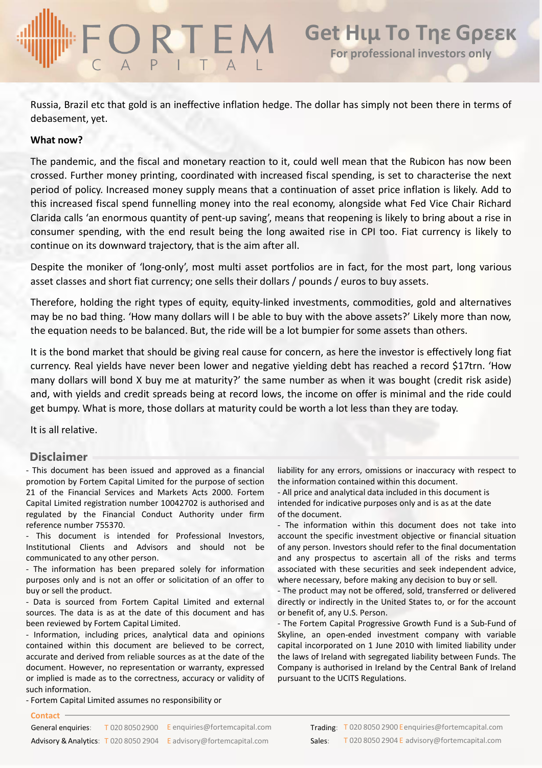Russia, Brazil etc that gold is an ineffective inflation hedge. The dollar has simply not been there in terms of debasement, yet.

**What now?**

The pandemic, and the fiscal and monetary reaction to it, could well mean that the Rubicon has now been crossed. Further money printing, coordinated with increased fiscal spending, is set to characterise the next period of policy. Increased money supply means that a continuation of asset price inflation is likely. Add to this increased fiscal spend funnelling money into the real economy, alongside what Fed Vice Chair Richard Clarida calls 'an enormous quantity of pent-up saving', means that reopening is likely to bring about a rise in consumer spending, with the end result being the long awaited rise in CPI too. Fiat currency is likely to continue on its downward trajectory, that is the aim after all.

Despite the moniker of 'long-only', most multi asset portfolios are in fact, for the most part, long various asset classes and short fiat currency; one sells their dollars / pounds / euros to buy assets.

Therefore, holding the right types of equity, equity-linked investments, commodities, gold and alternatives may be no bad thing. 'How many dollars will I be able to buy with the above assets?' Likely more than now, the equation needs to be balanced. But, the ride will be a lot bumpier for some assets than others.

It is the bond market that should be giving real cause for concern, as here the investor is effectively long fiat currency. Real yields have never been lower and negative yielding debt has reached a record $17trn. 'How many dollars will bond X buy me at maturity?' the same number as when it was bought (credit risk aside) and, with yields and credit spreads being at record lows, the income on offer is minimal and the ride could get bumpy. What is more, those dollars at maturity could be worth a lot less than they are today.

It is all relative.

## Disclaimer

- This document has been issued and approved as a financial promotion by Fortem Capital Limited for the purpose of section 21 of the Financial Services and Markets Acts 2000. Fortem Capital Limited registration number 10042702 is authorised and regulated by the Financial Conduct Authority under firm reference number 755370.
- This document is intended for Professional Investors, Institutional Clients and Advisors and should not be communicated to any other person.
- The information has been prepared solely for information purposes only and is not an offer or solicitation of an offer to buy or sell the product.
- Data is sourced from Fortem Capital Limited and external sources. The data is as at the date of this document and has been reviewed by Fortem Capital Limited.
- Information, including prices, analytical data and opinions contained within this document are believed to be correct, accurate and derived from reliable sources as at the date of the document. However, no representation or warranty, expressed or implied is made as to the correctness, accuracy or validity of such information.
- Fortem Capital Limited assumes no responsibility or liability for any errors, omissions or inaccuracy with respect to the information contained within this document.
- All price and analytical data included in this document is intended for indicative purposes only and is as at the date of the document.
- The information within this document does not take into account the specific investment objective or financial situation of any person. Investors should refer to the final documentation and any prospectus to ascertain all of the risks and terms associated with these securities and seek independent advice, where necessary, before making any decision to buy or sell.
- The product may not be offered, sold, transferred or delivered directly or indirectly in the United States to, or for the account or benefit of, any U.S. Person.
- The Fortem Capital Progressive Growth Fund is a Sub-Fund of Skyline, an open-ended investment company with variable capital incorporated on 1 June 2010 with limited liability under the laws of Ireland with segregated liability between Funds. The Company is authorised in Ireland by the Central Bank of Ireland pursuant to the UCITS Regulations.

**Contact**

General enquiries: T 020 8050 2900 E enquiries@fortemcapital.com

Advisory & Analytics: T 020 8050 2904 E advisory@fortemcapital.com

Trading: T 020 8050 2900 E enquiries@fortemcapital.com

Sales: T 020 8050 2904 E advisory@fortemcapital.com